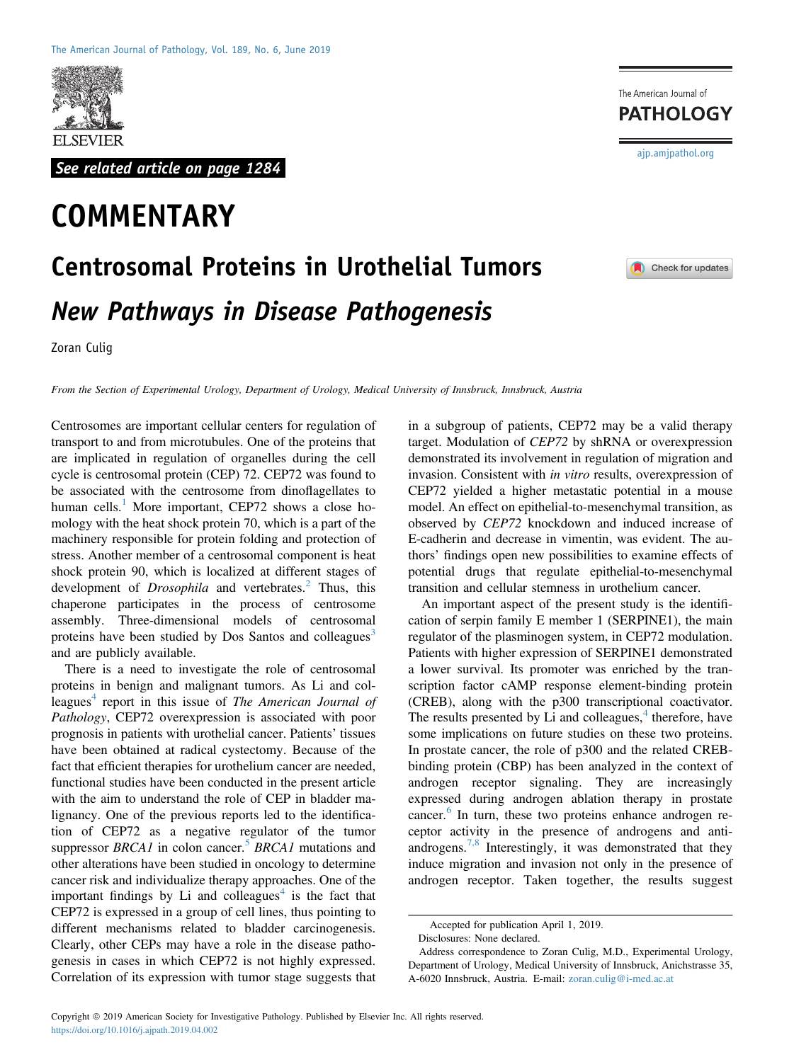See related article on page 1284

# COMMENTARY

## Centrosomal Proteins in Urothelial Tumors

### *New Pathways in Disease Pathogenesis*

Zoran Culig

*From the Section of Experimental Urology, Department of Urology, Medical University of Innsbruck, Innsbruck, Austria*

Centrosomes are important cellular centers for regulation of transport to and from microtubules. One of the proteins that are implicated in regulation of organelles during the cell cycle is centrosomal protein (CEP) 72. CEP72 was found to be associated with the centrosome from dinoflagellates to human cells.[1] More important, CEP72 shows a close homology with the heat shock protein 70, which is a part of the machinery responsible for protein folding and protection of stress. Another member of a centrosomal component is heat shock protein 90, which is localized at different stages of development of *Drosophila* and vertebrates.[2] Thus, this chaperone participates in the process of centrosome assembly. Three-dimensional models of centrosomal proteins have been studied by Dos Santos and colleagues[3] and are publicly available.

There is a need to investigate the role of centrosomal proteins in benign and malignant tumors. As Li and colleagues[4] report in this issue of *The American Journal of Pathology*, CEP72 overexpression is associated with poor prognosis in patients with urothelial cancer. Patients' tissues have been obtained at radical cystectomy. Because of the fact that efficient therapies for urothelium cancer are needed, functional studies have been conducted in the present article with the aim to understand the role of CEP in bladder malignancy. One of the previous reports led to the identification of CEP72 as a negative regulator of the tumor suppressor *BRCA1* in colon cancer.[5] *BRCA1* mutations and other alterations have been studied in oncology to determine cancer risk and individualize therapy approaches. One of the important findings by Li and colleagues[4] is the fact that CEP72 is expressed in a group of cell lines, thus pointing to different mechanisms related to bladder carcinogenesis. Clearly, other CEPs may have a role in the disease pathogenesis in cases in which CEP72 is not highly expressed. Correlation of its expression with tumor stage suggests that in a subgroup of patients, CEP72 may be a valid therapy target. Modulation of *CEP72* by shRNA or overexpression demonstrated its involvement in regulation of migration and invasion. Consistent with *in vitro* results, overexpression of CEP72 yielded a higher metastatic potential in a mouse model. An effect on epithelial-to-mesenchymal transition, as observed by *CEP72* knockdown and induced increase of E-cadherin and decrease in vimentin, was evident. The authors' findings open new possibilities to examine effects of potential drugs that regulate epithelial-to-mesenchymal transition and cellular stemness in urothelium cancer.

An important aspect of the present study is the identification of serpin family E member 1 (SERPINE1), the main regulator of the plasminogen system, in CEP72 modulation. Patients with higher expression of SERPINE1 demonstrated a lower survival. Its promoter was enriched by the transcription factor cAMP response element-binding protein (CREB), along with the p300 transcriptional coactivator. The results presented by Li and colleagues,[4] therefore, have some implications on future studies on these two proteins. In prostate cancer, the role of p300 and the related CREB-binding protein (CBP) has been analyzed in the context of androgen receptor signaling. They are increasingly expressed during androgen ablation therapy in prostate cancer.[6] In turn, these two proteins enhance androgen receptor activity in the presence of androgens and antiandrogens.[7,8] Interestingly, it was demonstrated that they induce migration and invasion not only in the presence of androgen receptor. Taken together, the results suggest

Accepted for publication April 1, 2019.

Disclosures: None declared.

Address correspondence to Zoran Culig, M.D., Experimental Urology, Department of Urology, Medical University of Innsbruck, Anichstrasse 35, A-6020 Innsbruck, Austria. E-mail: zoran.culig@i-med.ac.at

Copyright © 2019 American Society for Investigative Pathology. Published by Elsevier Inc. All rights reserved.
https://doi.org/10.1016/j.ajpath.2019.04.002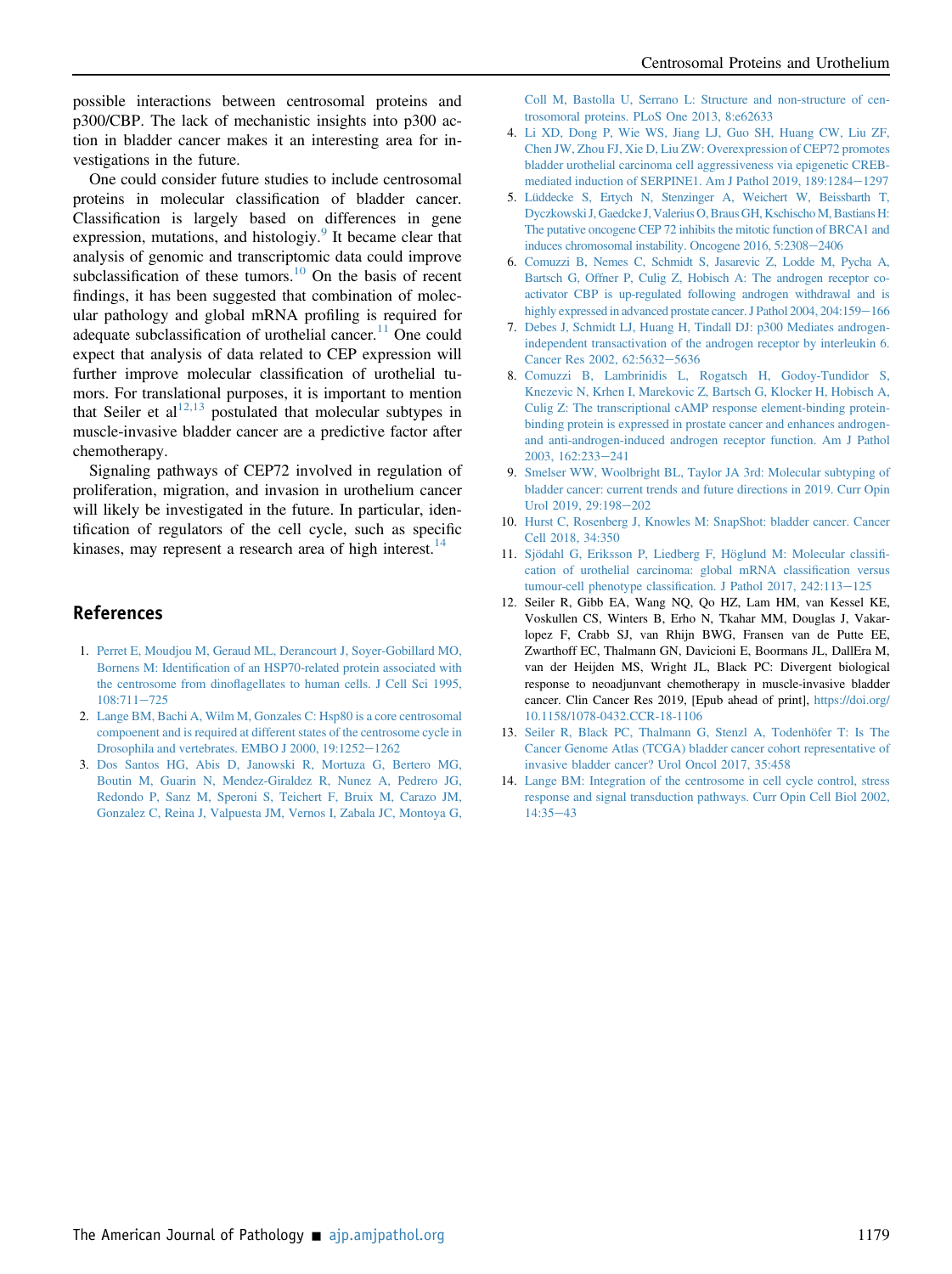possible interactions between centrosomal proteins and p300/CBP. The lack of mechanistic insights into p300 action in bladder cancer makes it an interesting area for investigations in the future.

One could consider future studies to include centrosomal proteins in molecular classification of bladder cancer. Classification is largely based on differences in gene expression, mutations, and histologiy.[9] It became clear that analysis of genomic and transcriptomic data could improve subclassification of these tumors.[10] On the basis of recent findings, it has been suggested that combination of molecular pathology and global mRNA profiling is required for adequate subclassification of urothelial cancer.[11] One could expect that analysis of data related to CEP expression will further improve molecular classification of urothelial tumors. For translational purposes, it is important to mention that Seiler et al[12,13] postulated that molecular subtypes in muscle-invasive bladder cancer are a predictive factor after chemotherapy.

Signaling pathways of CEP72 involved in regulation of proliferation, migration, and invasion in urothelium cancer will likely be investigated in the future. In particular, identification of regulators of the cell cycle, such as specific kinases, may represent a research area of high interest.[14]

## References

1. Perret E, Moudjou M, Geraud ML, Derancourt J, Soyer-Gobillard MO, Bornens M: Identification of an HSP70-related protein associated with the centrosome from dinoflagellates to human cells. J Cell Sci 1995, 108:711−725
2. Lange BM, Bachi A, Wilm M, Gonzales C: Hsp80 is a core centrosomal compoenent and is required at different states of the centrosome cycle in Drosophila and vertebrates. EMBO J 2000, 19:1252−1262
3. Dos Santos HG, Abis D, Janowski R, Mortuza G, Bertero MG, Boutin M, Guarin N, Mendez-Giraldez R, Nunez A, Pedrero JG, Redondo P, Sanz M, Speroni S, Teichert F, Bruix M, Carazo JM, Gonzalez C, Reina J, Valpuesta JM, Vernos I, Zabala JC, Montoya G, Coll M, Bastolla U, Serrano L: Structure and non-structure of centrosomal proteins. PLoS One 2013, 8:e62633
4. Li XD, Dong P, Wie WS, Jiang LJ, Guo SH, Huang CW, Liu ZF, Chen JW, Zhou FJ, Xie D, Liu ZW: Overexpression of CEP72 promotes bladder urothelial carcinoma cell aggressiveness via epigenetic CREB-mediated induction of SERPINE1. Am J Pathol 2019, 189:1284−1297
5. Lüddecke S, Ertych N, Stenzinger A, Weichert W, Beissbarth T, Dyczkowski J, Gaedcke J, Valerius O, Braus GH, Kschischo M, Bastians H: The putative oncogene CEP 72 inhibits the mitotic function of BRCA1 and induces chromosomal instability. Oncogene 2016, 5:2308−2406
6. Comuzzi B, Nemes C, Schmidt S, Jasarevic Z, Lodde M, Pycha A, Bartsch G, Offner P, Culig Z, Hobisch A: The androgen receptor co-activator CBP is up-regulated following androgen withdrawal and is highly expressed in advanced prostate cancer. J Pathol 2004, 204:159−166
7. Debes J, Schmidt LJ, Huang H, Tindall DJ: p300 Mediates androgen-independent transactivation of the androgen receptor by interleukin 6. Cancer Res 2002, 62:5632−5636
8. Comuzzi B, Lambrinidis L, Rogatsch H, Godoy-Tundidor S, Knezevic N, Krhen I, Marekovic Z, Bartsch G, Klocker H, Hobisch A, Culig Z: The transcriptional cAMP response element-binding protein-binding protein is expressed in prostate cancer and enhances androgen-and anti-androgen-induced androgen receptor function. Am J Pathol 2003, 162:233−241
9. Smelser WW, Woolbright BL, Taylor JA 3rd: Molecular subtyping of bladder cancer: current trends and future directions in 2019. Curr Opin Urol 2019, 29:198−202
10. Hurst C, Rosenberg J, Knowles M: SnapShot: bladder cancer. Cancer Cell 2018, 34:350
11. Sjödahl G, Eriksson P, Liedberg F, Höglund M: Molecular classification of urothelial carcinoma: global mRNA classification versus tumour-cell phenotype classification. J Pathol 2017, 242:113−125
12. Seiler R, Gibb EA, Wang NQ, Qo HZ, Lam HM, van Kessel KE, Voskullen CS, Winters B, Erho N, Tkahar MM, Douglas J, Vakar-lopez F, Crabb SJ, van Rhijn BWG, Fransen van de Putte EE, Zwarthoff EC, Thalmann GN, Davicioni E, Boormans JL, DallEra M, van der Heijden MS, Wright JL, Black PC: Divergent biological response to neoadjuvant chemotherapy in muscle-invasive bladder cancer. Clin Cancer Res 2019, [Epub ahead of print], https://doi.org/10.1158/1078-0432.CCR-18-1106
13. Seiler R, Black PC, Thalmann G, Stenzl A, Todenhöfer T: Is The Cancer Genome Atlas (TCGA) bladder cancer cohort representative of invasive bladder cancer? Urol Oncol 2017, 35:458
14. Lange BM: Integration of the centrosome in cell cycle control, stress response and signal transduction pathways. Curr Opin Cell Biol 2002, 14:35−43